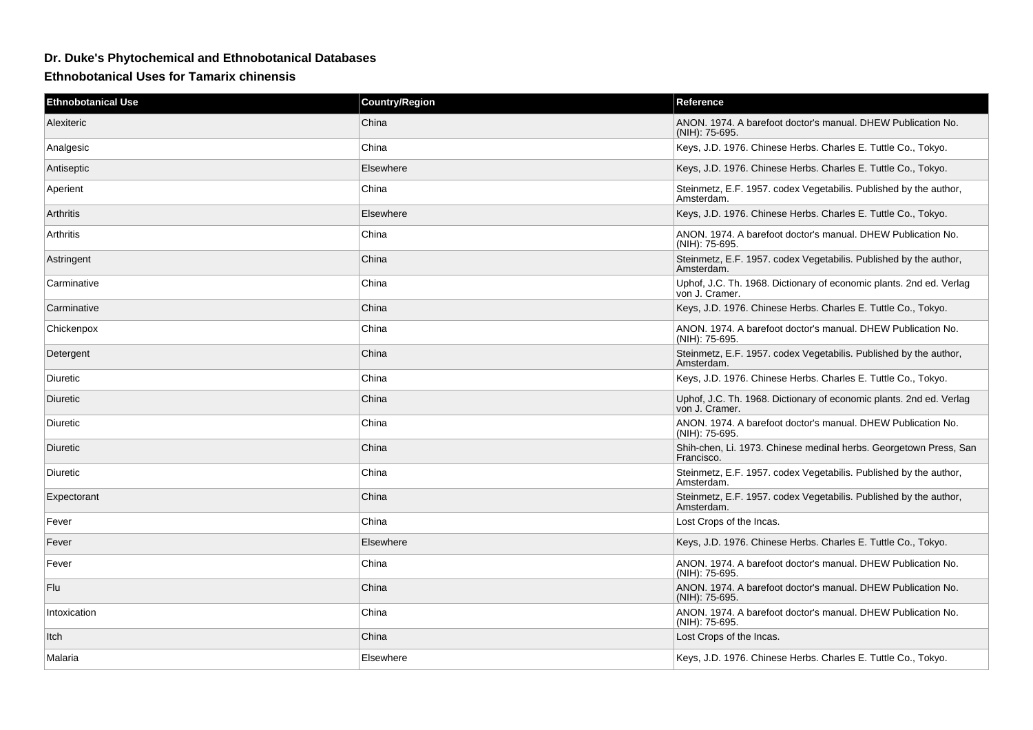## Dr. Duke's Phytochemical and Ethnobotanical Databases

### Ethnobotanical Uses for Tamarix chinensis

| Ethnobotanical Use | Country/Region | Reference |
|---|---|---|
| Alexiteric | China | ANON. 1974. A barefoot doctor's manual. DHEW Publication No. (NIH): 75-695. |
| Analgesic | China | Keys, J.D. 1976. Chinese Herbs. Charles E. Tuttle Co., Tokyo. |
| Antiseptic | Elsewhere | Keys, J.D. 1976. Chinese Herbs. Charles E. Tuttle Co., Tokyo. |
| Aperient | China | Steinmetz, E.F. 1957. codex Vegetabilis. Published by the author, Amsterdam. |
| Arthritis | Elsewhere | Keys, J.D. 1976. Chinese Herbs. Charles E. Tuttle Co., Tokyo. |
| Arthritis | China | ANON. 1974. A barefoot doctor's manual. DHEW Publication No. (NIH): 75-695. |
| Astringent | China | Steinmetz, E.F. 1957. codex Vegetabilis. Published by the author, Amsterdam. |
| Carminative | China | Uphof, J.C. Th. 1968. Dictionary of economic plants. 2nd ed. Verlag von J. Cramer. |
| Carminative | China | Keys, J.D. 1976. Chinese Herbs. Charles E. Tuttle Co., Tokyo. |
| Chickenpox | China | ANON. 1974. A barefoot doctor's manual. DHEW Publication No. (NIH): 75-695. |
| Detergent | China | Steinmetz, E.F. 1957. codex Vegetabilis. Published by the author, Amsterdam. |
| Diuretic | China | Keys, J.D. 1976. Chinese Herbs. Charles E. Tuttle Co., Tokyo. |
| Diuretic | China | Uphof, J.C. Th. 1968. Dictionary of economic plants. 2nd ed. Verlag von J. Cramer. |
| Diuretic | China | ANON. 1974. A barefoot doctor's manual. DHEW Publication No. (NIH): 75-695. |
| Diuretic | China | Shih-chen, Li. 1973. Chinese medinal herbs. Georgetown Press, San Francisco. |
| Diuretic | China | Steinmetz, E.F. 1957. codex Vegetabilis. Published by the author, Amsterdam. |
| Expectorant | China | Steinmetz, E.F. 1957. codex Vegetabilis. Published by the author, Amsterdam. |
| Fever | China | Lost Crops of the Incas. |
| Fever | Elsewhere | Keys, J.D. 1976. Chinese Herbs. Charles E. Tuttle Co., Tokyo. |
| Fever | China | ANON. 1974. A barefoot doctor's manual. DHEW Publication No. (NIH): 75-695. |
| Flu | China | ANON. 1974. A barefoot doctor's manual. DHEW Publication No. (NIH): 75-695. |
| Intoxication | China | ANON. 1974. A barefoot doctor's manual. DHEW Publication No. (NIH): 75-695. |
| Itch | China | Lost Crops of the Incas. |
| Malaria | Elsewhere | Keys, J.D. 1976. Chinese Herbs. Charles E. Tuttle Co., Tokyo. |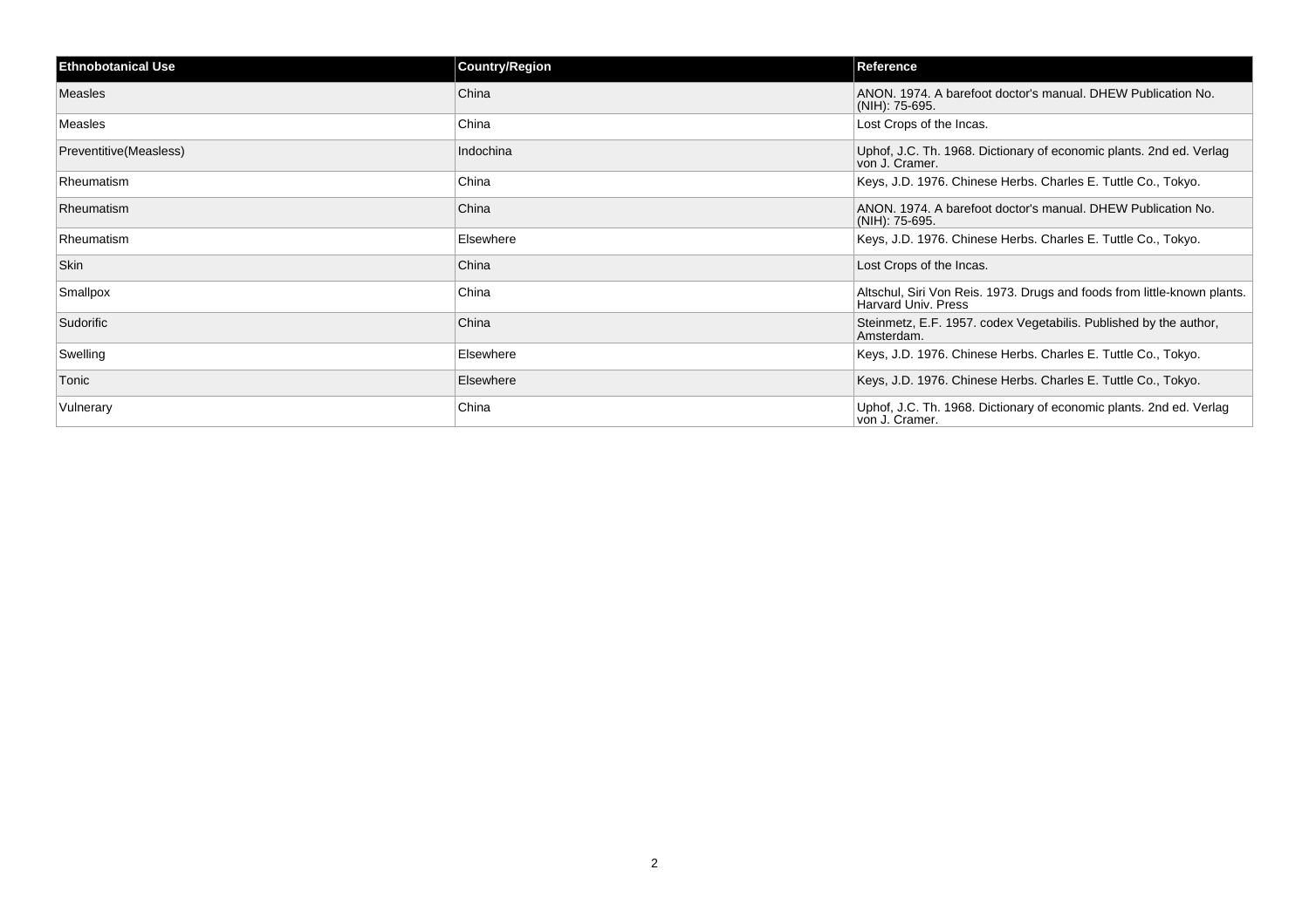| Ethnobotanical Use | Country/Region | Reference |
| --- | --- | --- |
| Measles | China | ANON. 1974. A barefoot doctor's manual. DHEW Publication No. (NIH): 75-695. |
| Measles | China | Lost Crops of the Incas. |
| Preventitive(Measless) | Indochina | Uphof, J.C. Th. 1968. Dictionary of economic plants. 2nd ed. Verlag von J. Cramer. |
| Rheumatism | China | Keys, J.D. 1976. Chinese Herbs. Charles E. Tuttle Co., Tokyo. |
| Rheumatism | China | ANON. 1974. A barefoot doctor's manual. DHEW Publication No. (NIH): 75-695. |
| Rheumatism | Elsewhere | Keys, J.D. 1976. Chinese Herbs. Charles E. Tuttle Co., Tokyo. |
| Skin | China | Lost Crops of the Incas. |
| Smallpox | China | Altschul, Siri Von Reis. 1973. Drugs and foods from little-known plants. Harvard Univ. Press |
| Sudorific | China | Steinmetz, E.F. 1957. codex Vegetabilis. Published by the author, Amsterdam. |
| Swelling | Elsewhere | Keys, J.D. 1976. Chinese Herbs. Charles E. Tuttle Co., Tokyo. |
| Tonic | Elsewhere | Keys, J.D. 1976. Chinese Herbs. Charles E. Tuttle Co., Tokyo. |
| Vulnerary | China | Uphof, J.C. Th. 1968. Dictionary of economic plants. 2nd ed. Verlag von J. Cramer. |